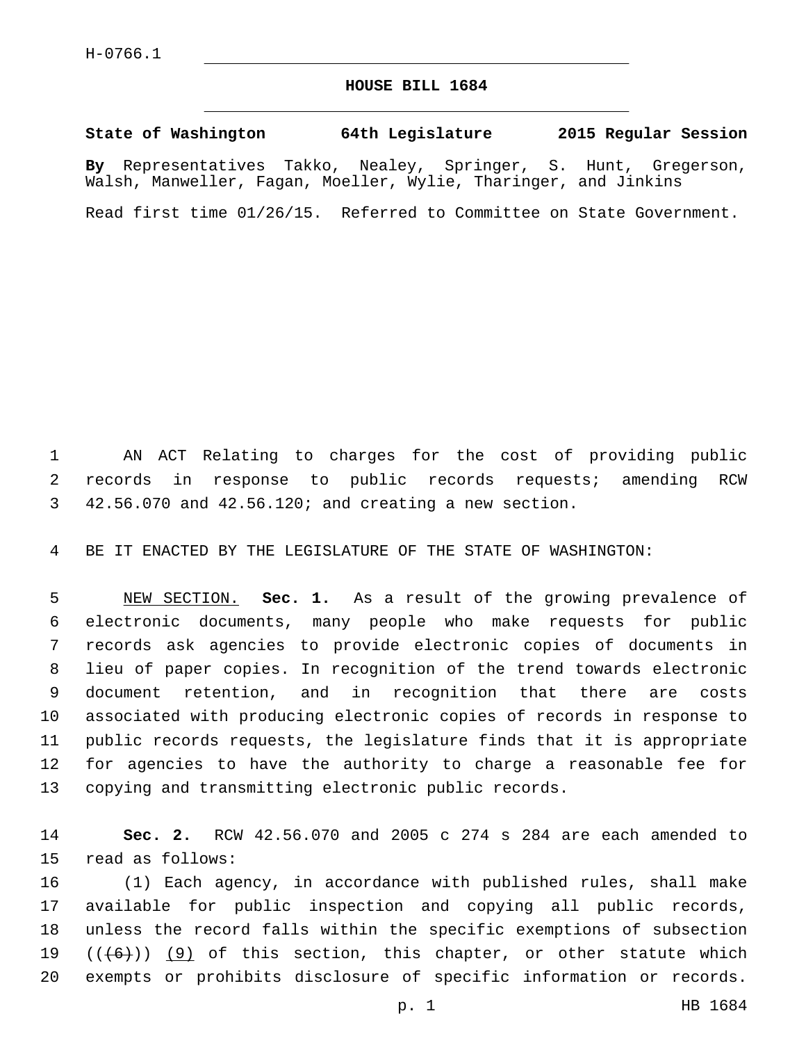H-0766.1

# HOUSE BILL 1684

**State of Washington 64th Legislature 2015 Regular Session**

**By** Representatives Takko, Nealey, Springer, S. Hunt, Gregerson, Walsh, Manweller, Fagan, Moeller, Wylie, Tharinger, and Jinkins

Read first time 01/26/15. Referred to Committee on State Government.

AN ACT Relating to charges for the cost of providing public records in response to public records requests; amending RCW 42.56.070 and 42.56.120; and creating a new section.

BE IT ENACTED BY THE LEGISLATURE OF THE STATE OF WASHINGTON:

NEW SECTION. **Sec. 1.** As a result of the growing prevalence of electronic documents, many people who make requests for public records ask agencies to provide electronic copies of documents in lieu of paper copies. In recognition of the trend towards electronic document retention, and in recognition that there are costs associated with producing electronic copies of records in response to public records requests, the legislature finds that it is appropriate for agencies to have the authority to charge a reasonable fee for copying and transmitting electronic public records.

**Sec. 2.** RCW 42.56.070 and 2005 c 274 s 284 are each amended to read as follows:

(1) Each agency, in accordance with published rules, shall make available for public inspection and copying all public records, unless the record falls within the specific exemptions of subsection ((~~(6)~~)) 9 of this section, this chapter, or other statute which exempts or prohibits disclosure of specific information or records.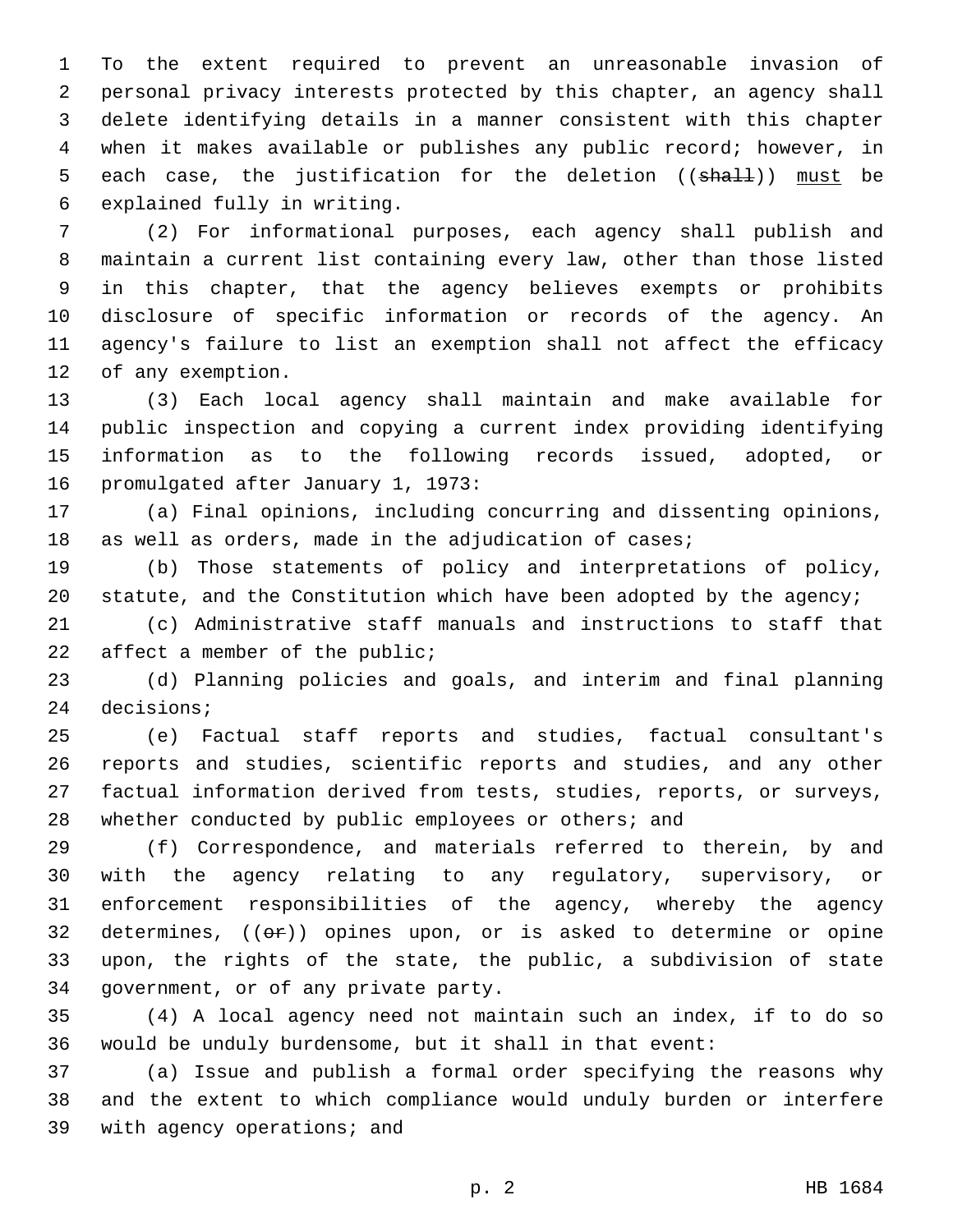To the extent required to prevent an unreasonable invasion of personal privacy interests protected by this chapter, an agency shall delete identifying details in a manner consistent with this chapter when it makes available or publishes any public record; however, in each case, the justification for the deletion ((~~shall~~)) <u>must</u> be explained fully in writing.

(2) For informational purposes, each agency shall publish and maintain a current list containing every law, other than those listed in this chapter, that the agency believes exempts or prohibits disclosure of specific information or records of the agency. An agency's failure to list an exemption shall not affect the efficacy of any exemption.

(3) Each local agency shall maintain and make available for public inspection and copying a current index providing identifying information as to the following records issued, adopted, or promulgated after January 1, 1973:

(a) Final opinions, including concurring and dissenting opinions, as well as orders, made in the adjudication of cases;

(b) Those statements of policy and interpretations of policy, statute, and the Constitution which have been adopted by the agency;

(c) Administrative staff manuals and instructions to staff that affect a member of the public;

(d) Planning policies and goals, and interim and final planning decisions;

(e) Factual staff reports and studies, factual consultant's reports and studies, scientific reports and studies, and any other factual information derived from tests, studies, reports, or surveys, whether conducted by public employees or others; and

(f) Correspondence, and materials referred to therein, by and with the agency relating to any regulatory, supervisory, or enforcement responsibilities of the agency, whereby the agency determines, ((~~or~~)) opines upon, or is asked to determine or opine upon, the rights of the state, the public, a subdivision of state government, or of any private party.

(4) A local agency need not maintain such an index, if to do so would be unduly burdensome, but it shall in that event:

(a) Issue and publish a formal order specifying the reasons why and the extent to which compliance would unduly burden or interfere with agency operations; and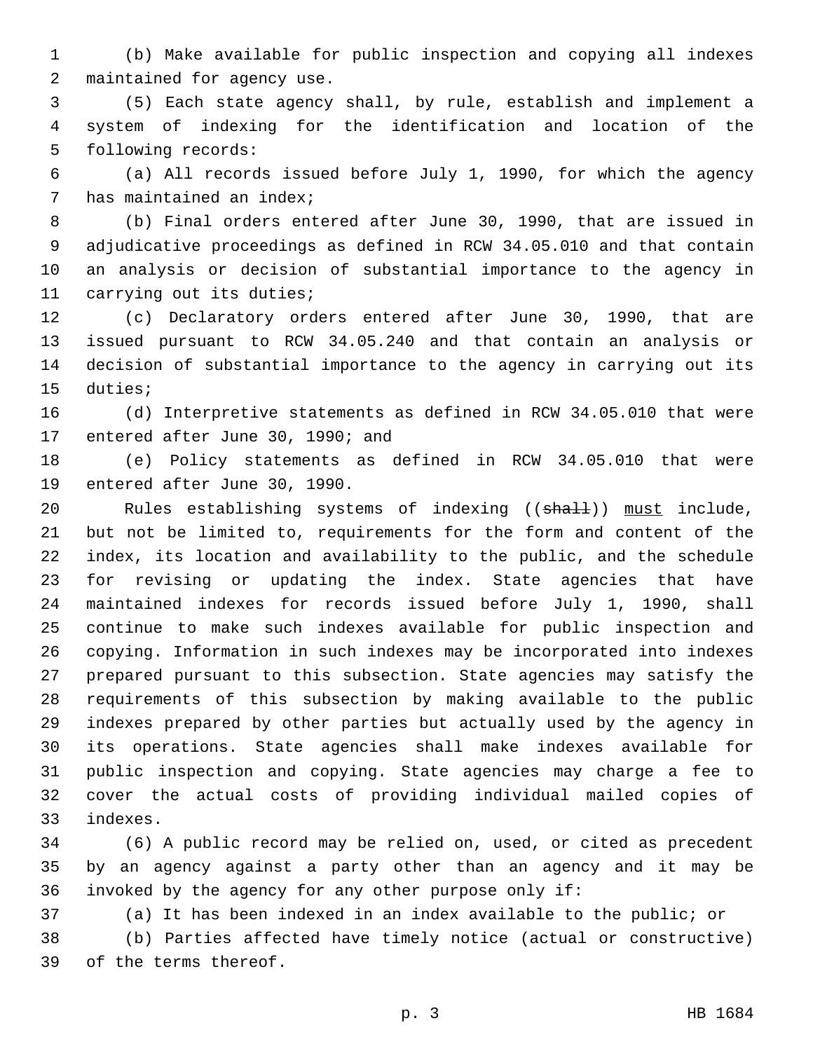(b) Make available for public inspection and copying all indexes maintained for agency use.

(5) Each state agency shall, by rule, establish and implement a system of indexing for the identification and location of the following records:

(a) All records issued before July 1, 1990, for which the agency has maintained an index;

(b) Final orders entered after June 30, 1990, that are issued in adjudicative proceedings as defined in RCW 34.05.010 and that contain an analysis or decision of substantial importance to the agency in carrying out its duties;

(c) Declaratory orders entered after June 30, 1990, that are issued pursuant to RCW 34.05.240 and that contain an analysis or decision of substantial importance to the agency in carrying out its duties;

(d) Interpretive statements as defined in RCW 34.05.010 that were entered after June 30, 1990; and

(e) Policy statements as defined in RCW 34.05.010 that were entered after June 30, 1990.

Rules establishing systems of indexing ((~~shall~~)) <u>must</u> include, but not be limited to, requirements for the form and content of the index, its location and availability to the public, and the schedule for revising or updating the index. State agencies that have maintained indexes for records issued before July 1, 1990, shall continue to make such indexes available for public inspection and copying. Information in such indexes may be incorporated into indexes prepared pursuant to this subsection. State agencies may satisfy the requirements of this subsection by making available to the public indexes prepared by other parties but actually used by the agency in its operations. State agencies shall make indexes available for public inspection and copying. State agencies may charge a fee to cover the actual costs of providing individual mailed copies of indexes.

(6) A public record may be relied on, used, or cited as precedent by an agency against a party other than an agency and it may be invoked by the agency for any other purpose only if:

(a) It has been indexed in an index available to the public; or

(b) Parties affected have timely notice (actual or constructive) of the terms thereof.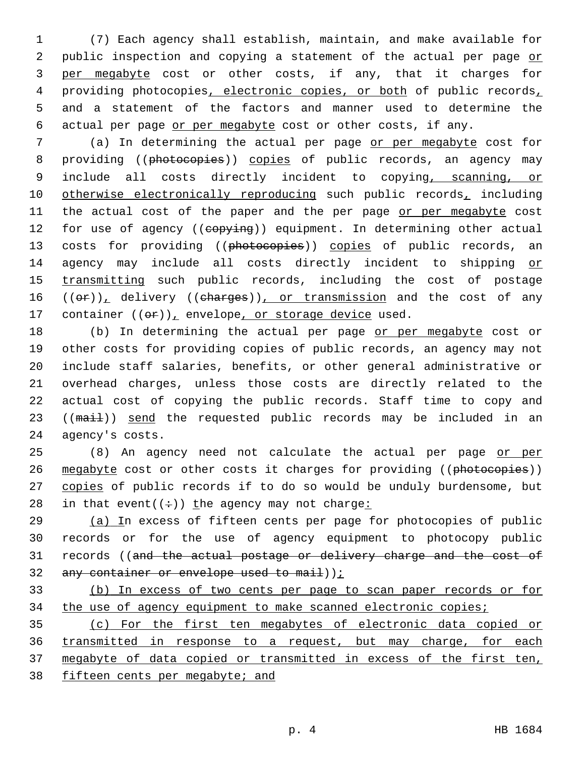(7) Each agency shall establish, maintain, and make available for public inspection and copying a statement of the actual per page or per megabyte cost or other costs, if any, that it charges for providing photocopies, electronic copies, or both of public records, and a statement of the factors and manner used to determine the actual per page or per megabyte cost or other costs, if any.

(a) In determining the actual per page or per megabyte cost for providing ((~~photocopies~~)) copies of public records, an agency may include all costs directly incident to copying, scanning, or otherwise electronically reproducing such public records, including the actual cost of the paper and the per page or per megabyte cost for use of agency ((~~copying~~)) equipment. In determining other actual costs for providing ((~~photocopies~~)) copies of public records, an agency may include all costs directly incident to shipping or transmitting such public records, including the cost of postage ((~~or~~)), delivery ((~~charges~~)), or transmission and the cost of any container ((~~or~~)), envelope, or storage device used.

(b) In determining the actual per page or per megabyte cost or other costs for providing copies of public records, an agency may not include staff salaries, benefits, or other general administrative or overhead charges, unless those costs are directly related to the actual cost of copying the public records. Staff time to copy and ((~~mail~~)) send the requested public records may be included in an agency's costs.

(8) An agency need not calculate the actual per page or per megabyte cost or other costs it charges for providing ((~~photocopies~~)) copies of public records if to do so would be unduly burdensome, but in that event((~~:~~)) the agency may not charge:

(a) In excess of fifteen cents per page for photocopies of public records or for the use of agency equipment to photocopy public records ((~~and the actual postage or delivery charge and the cost of any container or envelope used to mail~~));

(b) In excess of two cents per page to scan paper records or for the use of agency equipment to make scanned electronic copies;

(c) For the first ten megabytes of electronic data copied or transmitted in response to a request, but may charge, for each megabyte of data copied or transmitted in excess of the first ten, fifteen cents per megabyte; and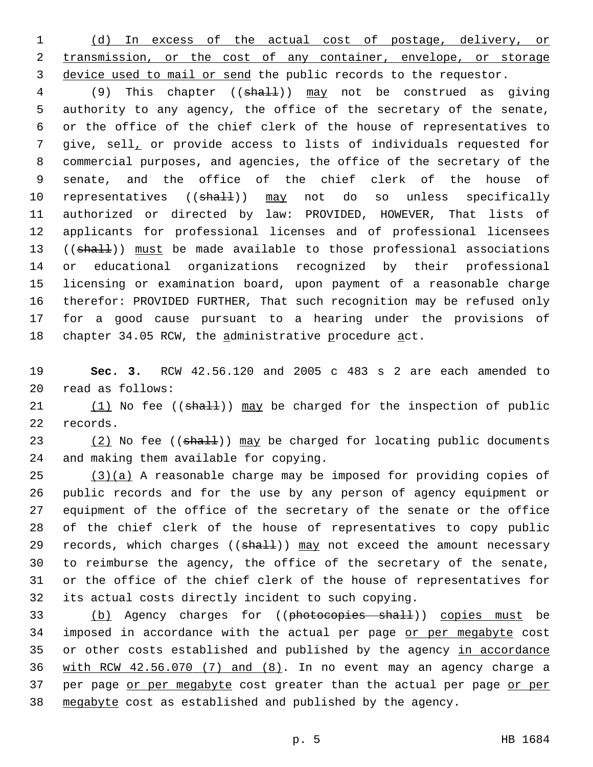(d) In excess of the actual cost of postage, delivery, or transmission, or the cost of any container, envelope, or storage device used to mail or send the public records to the requestor.

(9) This chapter ((~~shall~~)) may not be construed as giving authority to any agency, the office of the secretary of the senate, or the office of the chief clerk of the house of representatives to give, sell, or provide access to lists of individuals requested for commercial purposes, and agencies, the office of the secretary of the senate, and the office of the chief clerk of the house of representatives ((~~shall~~)) may not do so unless specifically authorized or directed by law: PROVIDED, HOWEVER, That lists of applicants for professional licenses and of professional licensees ((~~shall~~)) must be made available to those professional associations or educational organizations recognized by their professional licensing or examination board, upon payment of a reasonable charge therefor: PROVIDED FURTHER, That such recognition may be refused only for a good cause pursuant to a hearing under the provisions of chapter 34.05 RCW, the administrative procedure act.

**Sec. 3.** RCW 42.56.120 and 2005 c 483 s 2 are each amended to read as follows:

(1) No fee ((~~shall~~)) may be charged for the inspection of public records.

(2) No fee ((~~shall~~)) may be charged for locating public documents and making them available for copying.

(3)(a) A reasonable charge may be imposed for providing copies of public records and for the use by any person of agency equipment or equipment of the office of the secretary of the senate or the office of the chief clerk of the house of representatives to copy public records, which charges ((~~shall~~)) may not exceed the amount necessary to reimburse the agency, the office of the secretary of the senate, or the office of the chief clerk of the house of representatives for its actual costs directly incident to such copying.

(b) Agency charges for ((~~photocopies shall~~)) copies must be imposed in accordance with the actual per page or per megabyte cost or other costs established and published by the agency in accordance with RCW 42.56.070 (7) and (8). In no event may an agency charge a per page or per megabyte cost greater than the actual per page or per megabyte cost as established and published by the agency.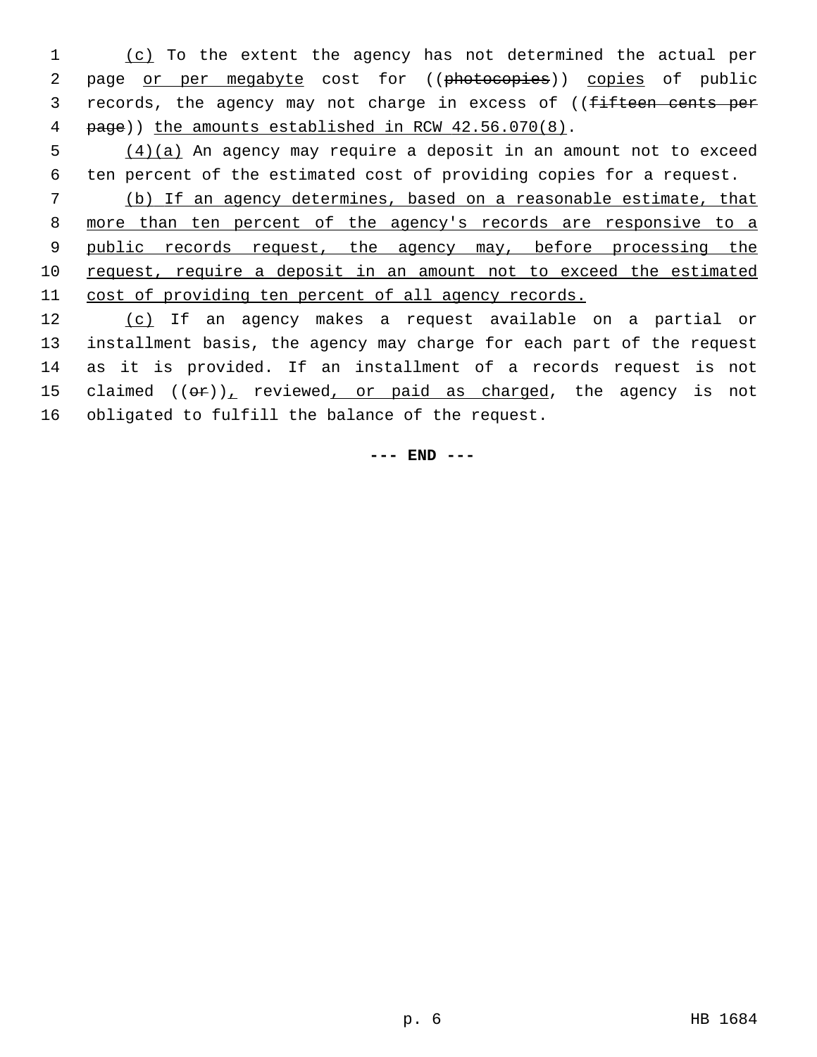(c) To the extent the agency has not determined the actual per page or per megabyte cost for ((~~photocopies~~)) copies of public records, the agency may not charge in excess of ((~~fifteen cents per page~~)) the amounts established in RCW 42.56.070(8).

(4)(a) An agency may require a deposit in an amount not to exceed ten percent of the estimated cost of providing copies for a request.

(b) If an agency determines, based on a reasonable estimate, that more than ten percent of the agency's records are responsive to a public records request, the agency may, before processing the request, require a deposit in an amount not to exceed the estimated cost of providing ten percent of all agency records.

(c) If an agency makes a request available on a partial or installment basis, the agency may charge for each part of the request as it is provided. If an installment of a records request is not claimed ((~~or~~)), reviewed, or paid as charged, the agency is not obligated to fulfill the balance of the request.

**--- END ---**